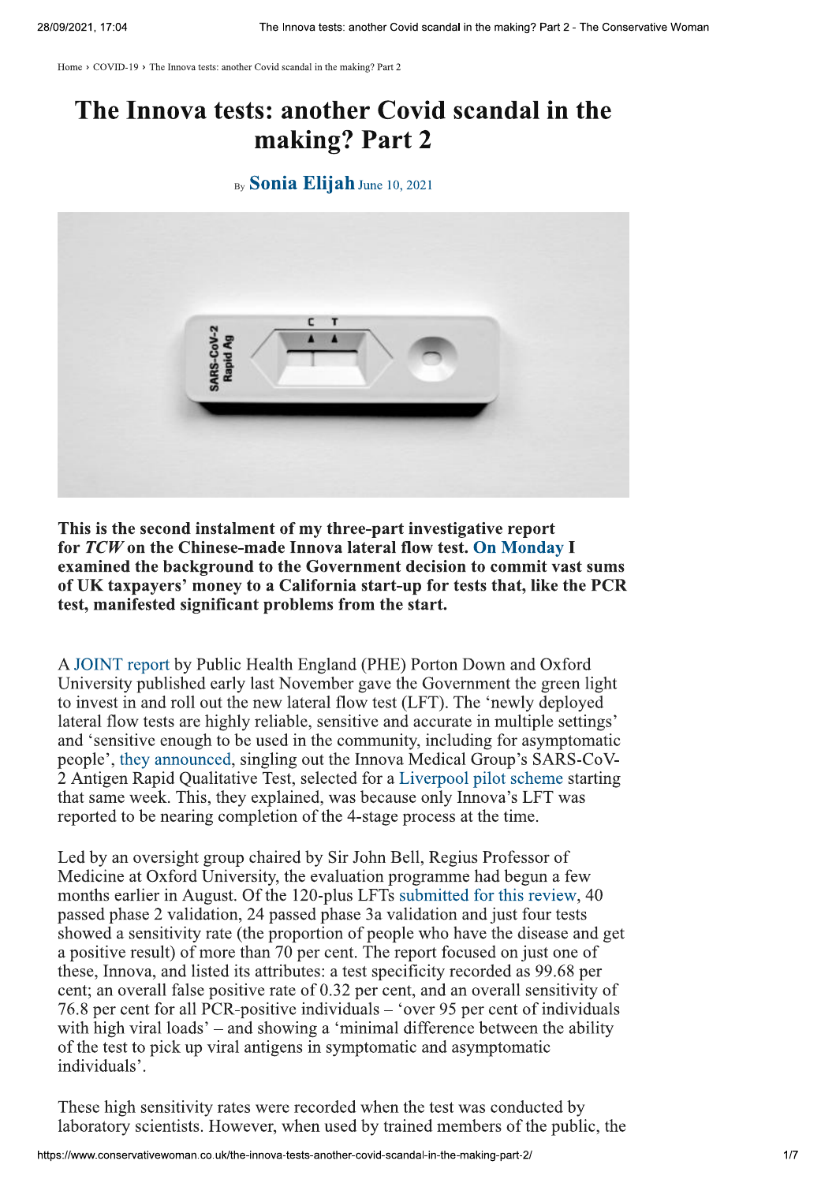Home › COVID-19 › The Innova tests: another Covid scandal in the making? Part 2

# The Innova tests: another Covid scandal in the making? Part 2

By **Sonia Elijah** June 10, 2021

**This is the second instalment of my three-part investigative report for *TCW* on the Chinese-made Innova lateral flow test. On Monday I examined the background to the Government decision to commit vast sums of UK taxpayers' money to a California start-up for tests that, like the PCR test, manifested significant problems from the start.**

A JOINT report by Public Health England (PHE) Porton Down and Oxford University published early last November gave the Government the green light to invest in and roll out the new lateral flow test (LFT). The 'newly deployed lateral flow tests are highly reliable, sensitive and accurate in multiple settings' and 'sensitive enough to be used in the community, including for asymptomatic people', they announced, singling out the Innova Medical Group's SARS-CoV-2 Antigen Rapid Qualitative Test, selected for a Liverpool pilot scheme starting that same week. This, they explained, was because only Innova's LFT was reported to be nearing completion of the 4-stage process at the time.

Led by an oversight group chaired by Sir John Bell, Regius Professor of Medicine at Oxford University, the evaluation programme had begun a few months earlier in August. Of the 120-plus LFTs submitted for this review, 40 passed phase 2 validation, 24 passed phase 3a validation and just four tests showed a sensitivity rate (the proportion of people who have the disease and get a positive result) of more than 70 per cent. The report focused on just one of these, Innova, and listed its attributes: a test specificity recorded as 99.68 per cent; an overall false positive rate of 0.32 per cent, and an overall sensitivity of 76.8 per cent for all PCR-positive individuals – 'over 95 per cent of individuals with high viral loads' – and showing a 'minimal difference between the ability of the test to pick up viral antigens in symptomatic and asymptomatic individuals'.

These high sensitivity rates were recorded when the test was conducted by laboratory scientists. However, when used by trained members of the public, the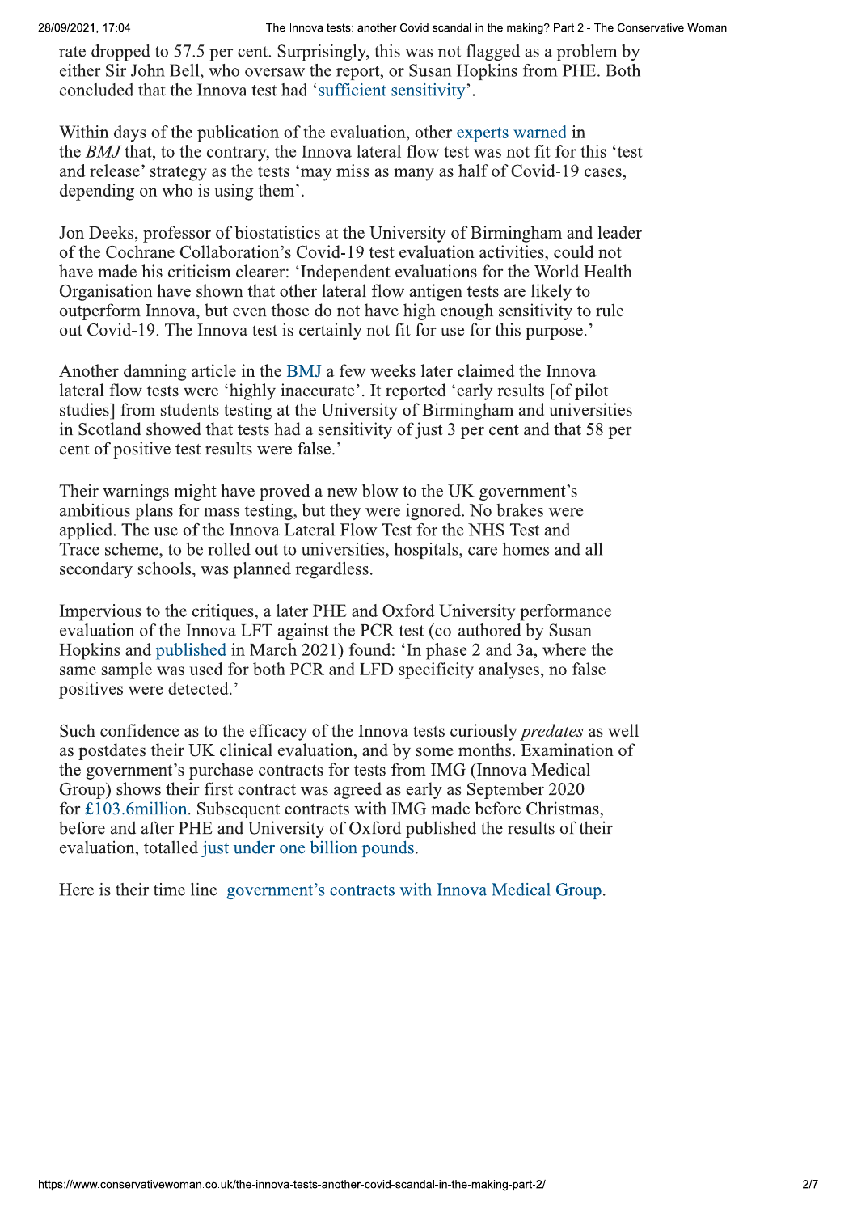rate dropped to 57.5 per cent. Surprisingly, this was not flagged as a problem by either Sir John Bell, who oversaw the report, or Susan Hopkins from PHE. Both concluded that the Innova test had 'sufficient sensitivity'.

Within days of the publication of the evaluation, other experts warned in the *BMJ* that, to the contrary, the Innova lateral flow test was not fit for this 'test and release' strategy as the tests 'may miss as many as half of Covid-19 cases, depending on who is using them'.

Jon Deeks, professor of biostatistics at the University of Birmingham and leader of the Cochrane Collaboration's Covid-19 test evaluation activities, could not have made his criticism clearer: 'Independent evaluations for the World Health Organisation have shown that other lateral flow antigen tests are likely to outperform Innova, but even those do not have high enough sensitivity to rule out Covid-19. The Innova test is certainly not fit for use for this purpose.'

Another damning article in the BMJ a few weeks later claimed the Innova lateral flow tests were 'highly inaccurate'. It reported 'early results [of pilot studies] from students testing at the University of Birmingham and universities in Scotland showed that tests had a sensitivity of just 3 per cent and that 58 per cent of positive test results were false.'

Their warnings might have proved a new blow to the UK government's ambitious plans for mass testing, but they were ignored. No brakes were applied. The use of the Innova Lateral Flow Test for the NHS Test and Trace scheme, to be rolled out to universities, hospitals, care homes and all secondary schools, was planned regardless.

Impervious to the critiques, a later PHE and Oxford University performance evaluation of the Innova LFT against the PCR test (co-authored by Susan Hopkins and published in March 2021) found: 'In phase 2 and 3a, where the same sample was used for both PCR and LFD specificity analyses, no false positives were detected.'

Such confidence as to the efficacy of the Innova tests curiously *predates* as well as postdates their UK clinical evaluation, and by some months. Examination of the government's purchase contracts for tests from IMG (Innova Medical Group) shows their first contract was agreed as early as September 2020 for £103.6million. Subsequent contracts with IMG made before Christmas, before and after PHE and University of Oxford published the results of their evaluation, totalled just under one billion pounds.

Here is their time line government's contracts with Innova Medical Group.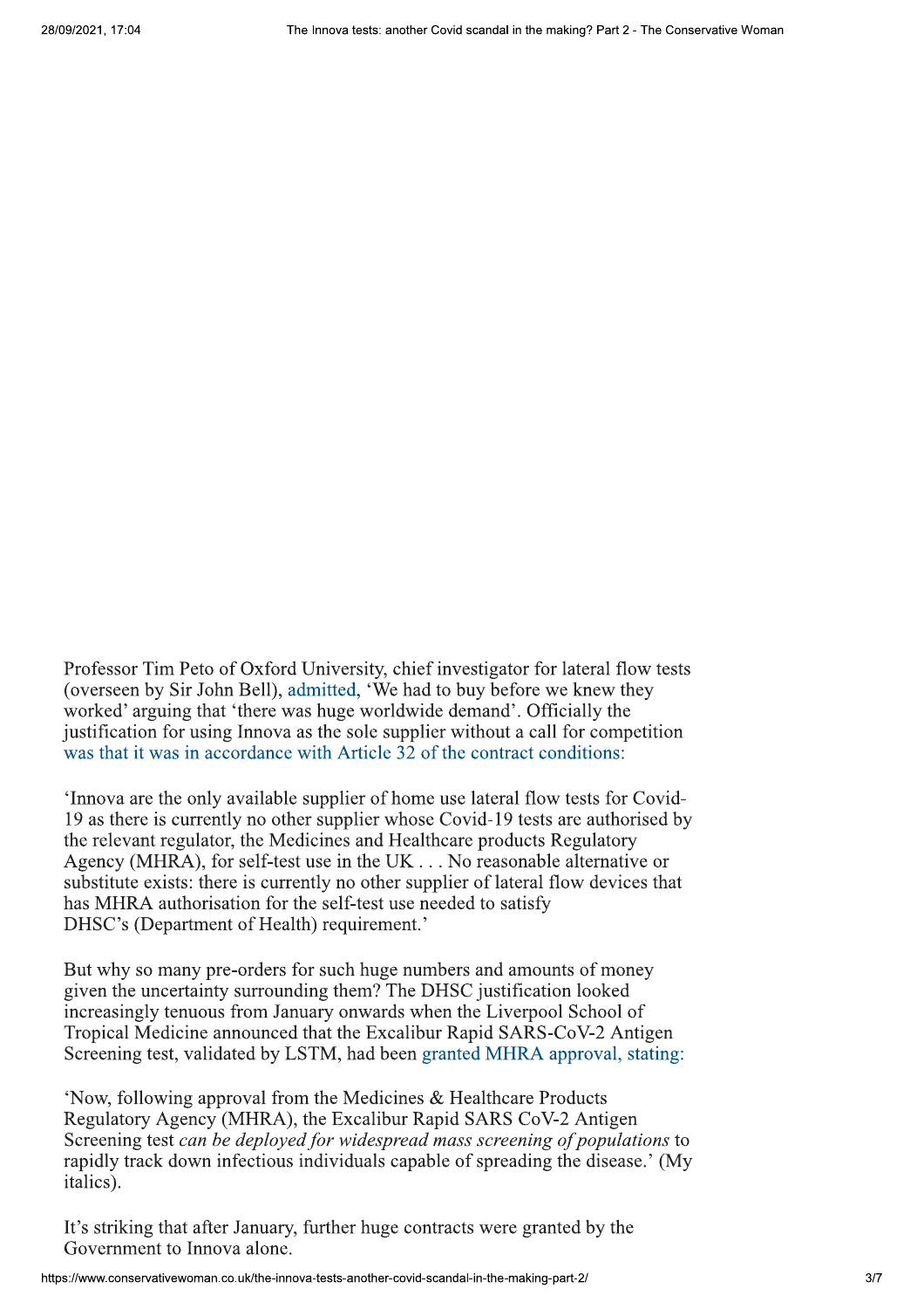Professor Tim Peto of Oxford University, chief investigator for lateral flow tests (overseen by Sir John Bell), admitted, 'We had to buy before we knew they worked' arguing that 'there was huge worldwide demand'. Officially the justification for using Innova as the sole supplier without a call for competition was that it was in accordance with Article 32 of the contract conditions:

'Innova are the only available supplier of home use lateral flow tests for Covid-19 as there is currently no other supplier whose Covid-19 tests are authorised by the relevant regulator, the Medicines and Healthcare products Regulatory Agency (MHRA), for self-test use in the UK . . . No reasonable alternative or substitute exists: there is currently no other supplier of lateral flow devices that has MHRA authorisation for the self-test use needed to satisfy DHSC's (Department of Health) requirement.'

But why so many pre-orders for such huge numbers and amounts of money given the uncertainty surrounding them? The DHSC justification looked increasingly tenuous from January onwards when the Liverpool School of Tropical Medicine announced that the Excalibur Rapid SARS-CoV-2 Antigen Screening test, validated by LSTM, had been granted MHRA approval, stating:

'Now, following approval from the Medicines & Healthcare Products Regulatory Agency (MHRA), the Excalibur Rapid SARS CoV-2 Antigen Screening test *can be deployed for widespread mass screening of populations* to rapidly track down infectious individuals capable of spreading the disease.' (My italics).

It's striking that after January, further huge contracts were granted by the Government to Innova alone.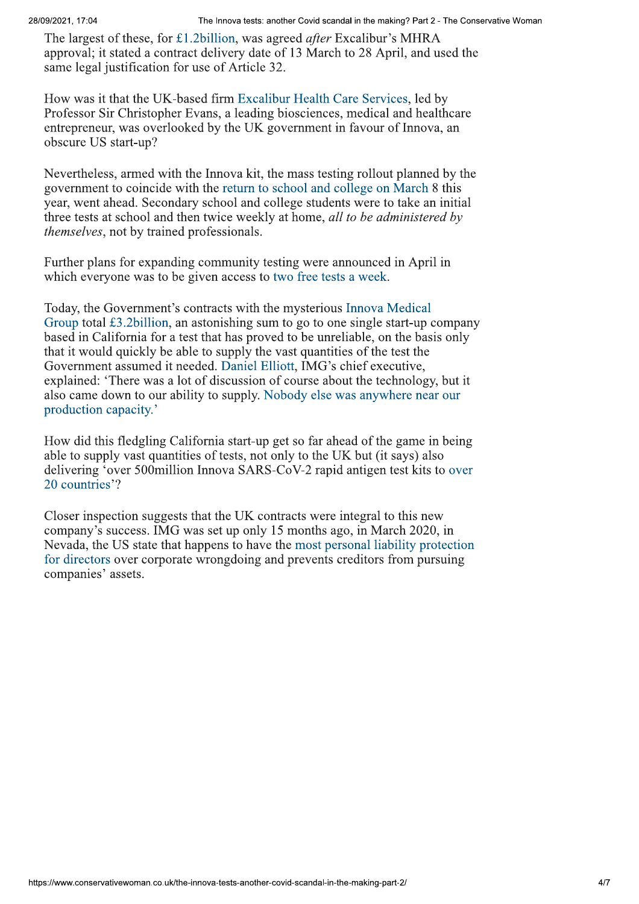The largest of these, for £1.2billion, was agreed *after* Excalibur's MHRA approval; it stated a contract delivery date of 13 March to 28 April, and used the same legal justification for use of Article 32.

How was it that the UK-based firm Excalibur Health Care Services, led by Professor Sir Christopher Evans, a leading biosciences, medical and healthcare entrepreneur, was overlooked by the UK government in favour of Innova, an obscure US start-up?

Nevertheless, armed with the Innova kit, the mass testing rollout planned by the government to coincide with the return to school and college on March 8 this year, went ahead. Secondary school and college students were to take an initial three tests at school and then twice weekly at home, *all to be administered by themselves*, not by trained professionals.

Further plans for expanding community testing were announced in April in which everyone was to be given access to two free tests a week.

Today, the Government's contracts with the mysterious Innova Medical Group total £3.2billion, an astonishing sum to go to one single start-up company based in California for a test that has proved to be unreliable, on the basis only that it would quickly be able to supply the vast quantities of the test the Government assumed it needed. Daniel Elliott, IMG's chief executive, explained: 'There was a lot of discussion of course about the technology, but it also came down to our ability to supply. Nobody else was anywhere near our production capacity.'

How did this fledgling California start-up get so far ahead of the game in being able to supply vast quantities of tests, not only to the UK but (it says) also delivering 'over 500million Innova SARS-CoV-2 rapid antigen test kits to over 20 countries'?

Closer inspection suggests that the UK contracts were integral to this new company's success. IMG was set up only 15 months ago, in March 2020, in Nevada, the US state that happens to have the most personal liability protection for directors over corporate wrongdoing and prevents creditors from pursuing companies' assets.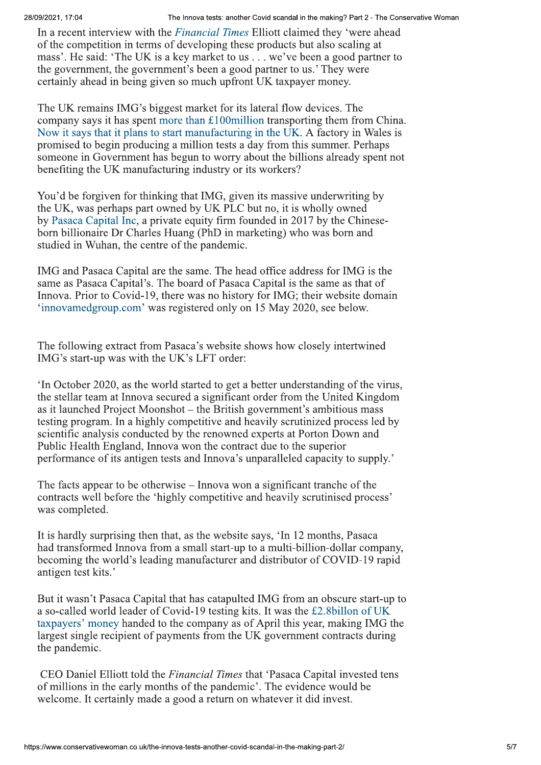In a recent interview with the *Financial Times* Elliott claimed they 'were ahead of the competition in terms of developing these products but also scaling at mass'. He said: 'The UK is a key market to us . . . we've been a good partner to the government, the government's been a good partner to us.' They were certainly ahead in being given so much upfront UK taxpayer money.

The UK remains IMG's biggest market for its lateral flow devices. The company says it has spent more than £100million transporting them from China. Now it says that it plans to start manufacturing in the UK. A factory in Wales is promised to begin producing a million tests a day from this summer. Perhaps someone in Government has begun to worry about the billions already spent not benefiting the UK manufacturing industry or its workers?

You'd be forgiven for thinking that IMG, given its massive underwriting by the UK, was perhaps part owned by UK PLC but no, it is wholly owned by Pasaca Capital Inc, a private equity firm founded in 2017 by the Chinese-born billionaire Dr Charles Huang (PhD in marketing) who was born and studied in Wuhan, the centre of the pandemic.

IMG and Pasaca Capital are the same. The head office address for IMG is the same as Pasaca Capital's. The board of Pasaca Capital is the same as that of Innova. Prior to Covid-19, there was no history for IMG; their website domain 'innovamedgroup.com' was registered only on 15 May 2020, see below.

The following extract from Pasaca's website shows how closely intertwined IMG's start-up was with the UK's LFT order:

'In October 2020, as the world started to get a better understanding of the virus, the stellar team at Innova secured a significant order from the United Kingdom as it launched Project Moonshot – the British government's ambitious mass testing program. In a highly competitive and heavily scrutinized process led by scientific analysis conducted by the renowned experts at Porton Down and Public Health England, Innova won the contract due to the superior performance of its antigen tests and Innova's unparalleled capacity to supply.'

The facts appear to be otherwise – Innova won a significant tranche of the contracts well before the 'highly competitive and heavily scrutinised process' was completed.

It is hardly surprising then that, as the website says, 'In 12 months, Pasaca had transformed Innova from a small start-up to a multi-billion-dollar company, becoming the world's leading manufacturer and distributor of COVID-19 rapid antigen test kits.'

But it wasn't Pasaca Capital that has catapulted IMG from an obscure start-up to a so-called world leader of Covid-19 testing kits. It was the £2.8billon of UK taxpayers' money handed to the company as of April this year, making IMG the largest single recipient of payments from the UK government contracts during the pandemic.

CEO Daniel Elliott told the *Financial Times* that 'Pasaca Capital invested tens of millions in the early months of the pandemic'. The evidence would be welcome. It certainly made a good a return on whatever it did invest.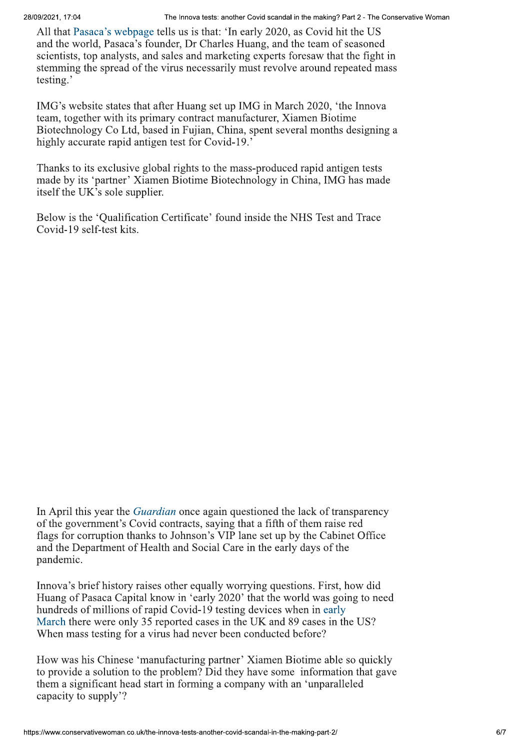All that Pasaca's webpage tells us is that: 'In early 2020, as Covid hit the US and the world, Pasaca's founder, Dr Charles Huang, and the team of seasoned scientists, top analysts, and sales and marketing experts foresaw that the fight in stemming the spread of the virus necessarily must revolve around repeated mass testing.'

IMG's website states that after Huang set up IMG in March 2020, 'the Innova team, together with its primary contract manufacturer, Xiamen Biotime Biotechnology Co Ltd, based in Fujian, China, spent several months designing a highly accurate rapid antigen test for Covid-19.'

Thanks to its exclusive global rights to the mass-produced rapid antigen tests made by its 'partner' Xiamen Biotime Biotechnology in China, IMG has made itself the UK's sole supplier.

Below is the 'Qualification Certificate' found inside the NHS Test and Trace Covid-19 self-test kits.

In April this year the *Guardian* once again questioned the lack of transparency of the government's Covid contracts, saying that a fifth of them raise red flags for corruption thanks to Johnson's VIP lane set up by the Cabinet Office and the Department of Health and Social Care in the early days of the pandemic.

Innova's brief history raises other equally worrying questions. First, how did Huang of Pasaca Capital know in 'early 2020' that the world was going to need hundreds of millions of rapid Covid-19 testing devices when in early March there were only 35 reported cases in the UK and 89 cases in the US? When mass testing for a virus had never been conducted before?

How was his Chinese 'manufacturing partner' Xiamen Biotime able so quickly to provide a solution to the problem? Did they have some information that gave them a significant head start in forming a company with an 'unparalleled capacity to supply'?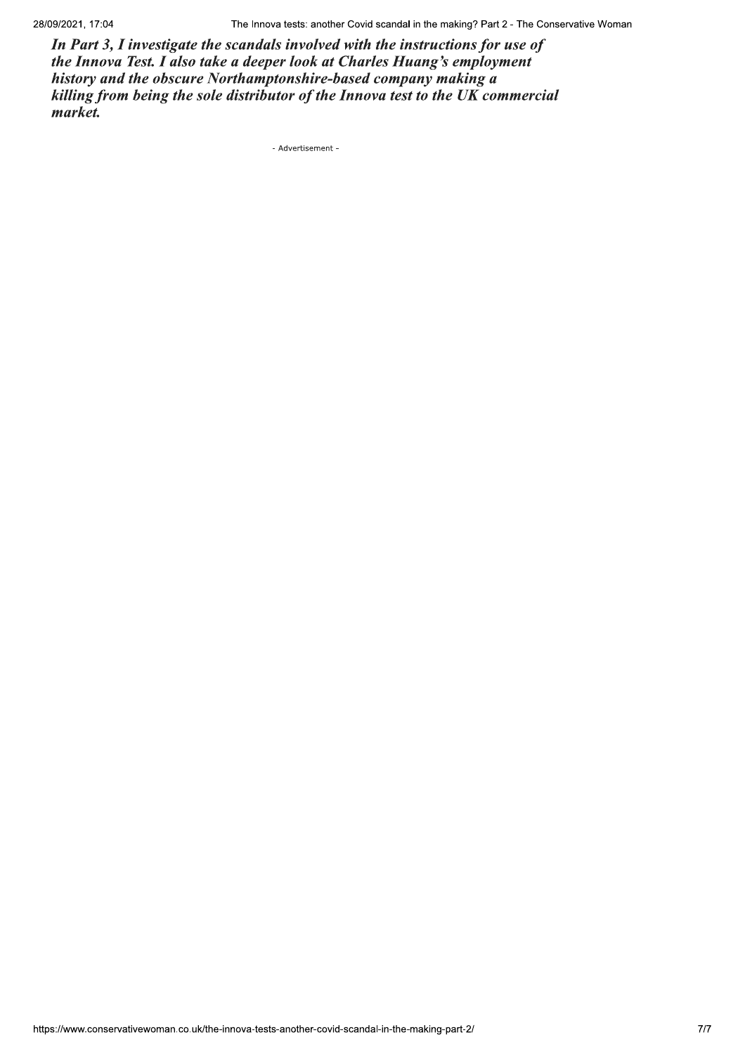***In Part 3, I investigate the scandals involved with the instructions for use of the Innova Test. I also take a deeper look at Charles Huang's employment history and the obscure Northamptonshire-based company making a killing from being the sole distributor of the Innova test to the UK commercial market.***

- Advertisement -